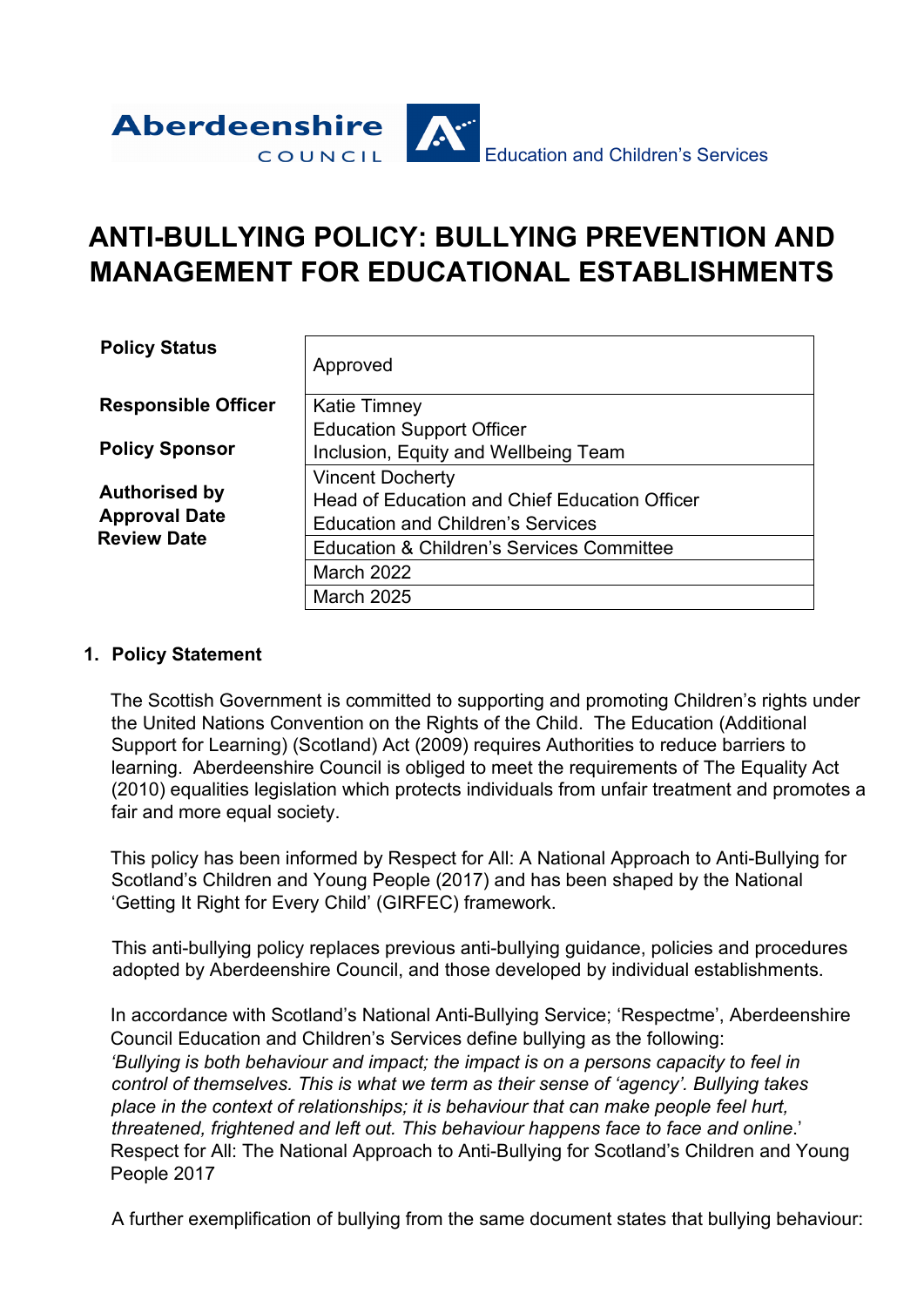Aberdeenshire COUNCIL

Education and Children's Services

# ANTI-BULLYING POLICY: BULLYING PREVENTION AND MANAGEMENT FOR EDUCATIONAL ESTABLISHMENTS

| | |
|---|---|
| **Policy Status** | Approved |
| **Responsible Officer** | Katie Timney<br>Education Support Officer<br>Inclusion, Equity and Wellbeing Team |
| **Policy Sponsor** | Vincent Docherty<br>Head of Education and Chief Education Officer<br>Education and Children's Services |
| **Authorised by** | Education & Children's Services Committee |
| **Approval Date** | March 2022 |
| **Review Date** | March 2025 |

## 1. Policy Statement

The Scottish Government is committed to supporting and promoting Children's rights under the United Nations Convention on the Rights of the Child. The Education (Additional Support for Learning) (Scotland) Act (2009) requires Authorities to reduce barriers to learning. Aberdeenshire Council is obliged to meet the requirements of The Equality Act (2010) equalities legislation which protects individuals from unfair treatment and promotes a fair and more equal society.

This policy has been informed by Respect for All: A National Approach to Anti-Bullying for Scotland's Children and Young People (2017) and has been shaped by the National 'Getting It Right for Every Child' (GIRFEC) framework.

This anti-bullying policy replaces previous anti-bullying guidance, policies and procedures adopted by Aberdeenshire Council, and those developed by individual establishments.

In accordance with Scotland's National Anti-Bullying Service; 'Respectme', Aberdeenshire Council Education and Children's Services define bullying as the following:
*'Bullying is both behaviour and impact; the impact is on a persons capacity to feel in control of themselves. This is what we term as their sense of 'agency'. Bullying takes place in the context of relationships; it is behaviour that can make people feel hurt, threatened, frightened and left out. This behaviour happens face to face and online.*'
Respect for All: The National Approach to Anti-Bullying for Scotland's Children and Young People 2017

A further exemplification of bullying from the same document states that bullying behaviour: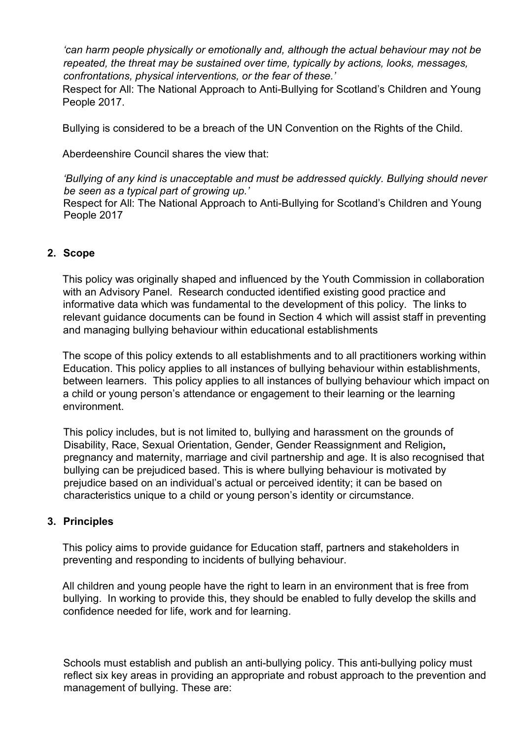*'can harm people physically or emotionally and, although the actual behaviour may not be repeated, the threat may be sustained over time, typically by actions, looks, messages, confrontations, physical interventions, or the fear of these.'*
Respect for All: The National Approach to Anti-Bullying for Scotland's Children and Young People 2017.

Bullying is considered to be a breach of the UN Convention on the Rights of the Child.

Aberdeenshire Council shares the view that:

*'Bullying of any kind is unacceptable and must be addressed quickly. Bullying should never be seen as a typical part of growing up.'*
Respect for All: The National Approach to Anti-Bullying for Scotland's Children and Young People 2017

## 2. Scope

This policy was originally shaped and influenced by the Youth Commission in collaboration with an Advisory Panel. Research conducted identified existing good practice and informative data which was fundamental to the development of this policy. The links to relevant guidance documents can be found in Section 4 which will assist staff in preventing and managing bullying behaviour within educational establishments

The scope of this policy extends to all establishments and to all practitioners working within Education. This policy applies to all instances of bullying behaviour within establishments, between learners. This policy applies to all instances of bullying behaviour which impact on a child or young person's attendance or engagement to their learning or the learning environment.

This policy includes, but is not limited to, bullying and harassment on the grounds of Disability, Race, Sexual Orientation, Gender, Gender Reassignment and Religion**,** pregnancy and maternity, marriage and civil partnership and age. It is also recognised that bullying can be prejudiced based. This is where bullying behaviour is motivated by prejudice based on an individual's actual or perceived identity; it can be based on characteristics unique to a child or young person's identity or circumstance.

## 3. Principles

This policy aims to provide guidance for Education staff, partners and stakeholders in preventing and responding to incidents of bullying behaviour.

All children and young people have the right to learn in an environment that is free from bullying. In working to provide this, they should be enabled to fully develop the skills and confidence needed for life, work and for learning.

Schools must establish and publish an anti-bullying policy. This anti-bullying policy must reflect six key areas in providing an appropriate and robust approach to the prevention and management of bullying. These are: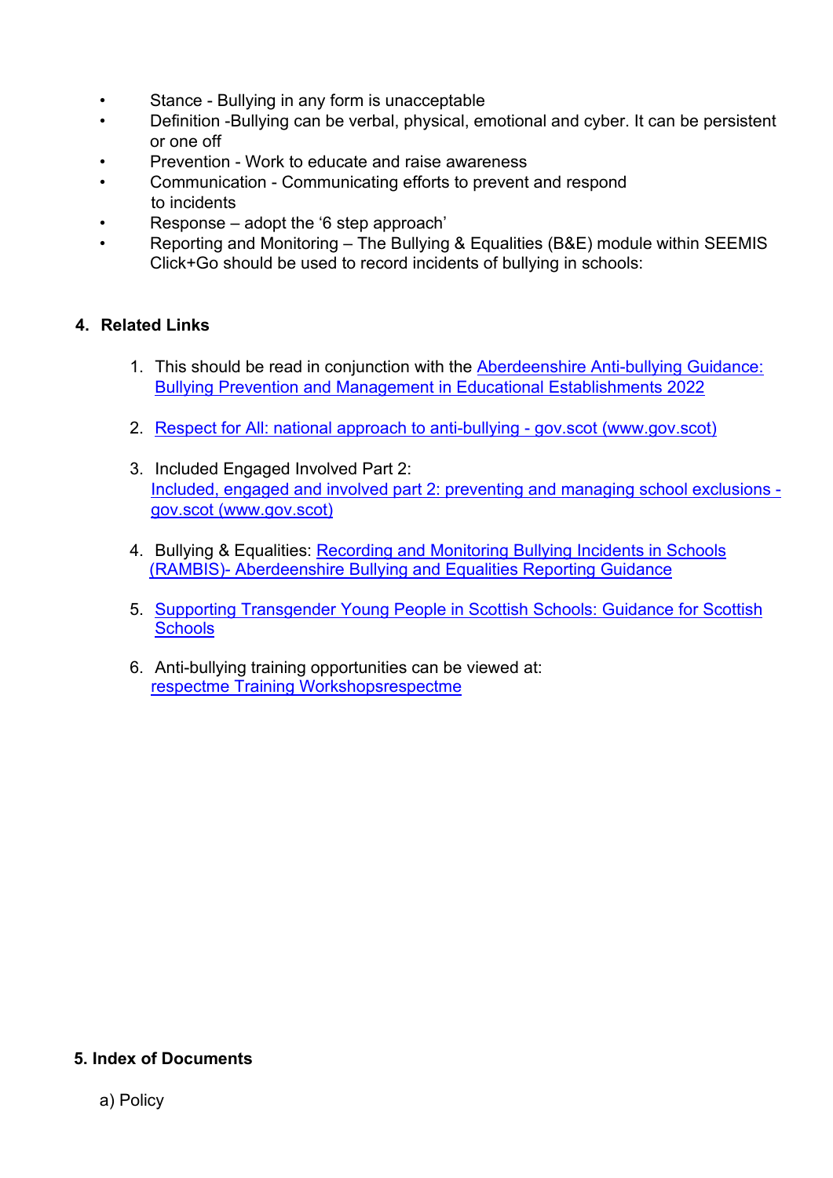- Stance - Bullying in any form is unacceptable
- Definition -Bullying can be verbal, physical, emotional and cyber. It can be persistent or one off
- Prevention - Work to educate and raise awareness
- Communication - Communicating efforts to prevent and respond to incidents
- Response – adopt the '6 step approach'
- Reporting and Monitoring – The Bullying & Equalities (B&E) module within SEEMIS Click+Go should be used to record incidents of bullying in schools:

## 4. Related Links

1. This should be read in conjunction with the Aberdeenshire Anti-bullying Guidance: Bullying Prevention and Management in Educational Establishments 2022

2. Respect for All: national approach to anti-bullying - gov.scot (www.gov.scot)

3. Included Engaged Involved Part 2:
   Included, engaged and involved part 2: preventing and managing school exclusions - gov.scot (www.gov.scot)

4. Bullying & Equalities: Recording and Monitoring Bullying Incidents in Schools (RAMBIS)- Aberdeenshire Bullying and Equalities Reporting Guidance

5. Supporting Transgender Young People in Scottish Schools: Guidance for Scottish Schools

6. Anti-bullying training opportunities can be viewed at:
   respectme Training Workshopsrespectme

## 5. Index of Documents

a) Policy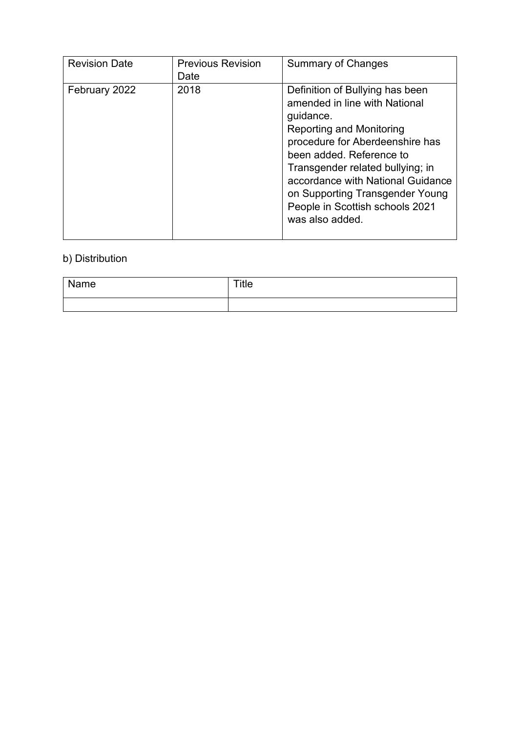| Revision Date | Previous Revision Date | Summary of Changes |
|---|---|---|
| February 2022 | 2018 | Definition of Bullying has been amended in line with National guidance. Reporting and Monitoring procedure for Aberdeenshire has been added. Reference to Transgender related bullying; in accordance with National Guidance on Supporting Transgender Young People in Scottish schools 2021 was also added. |

b) Distribution

| Name | Title |
|---|---|
| | |